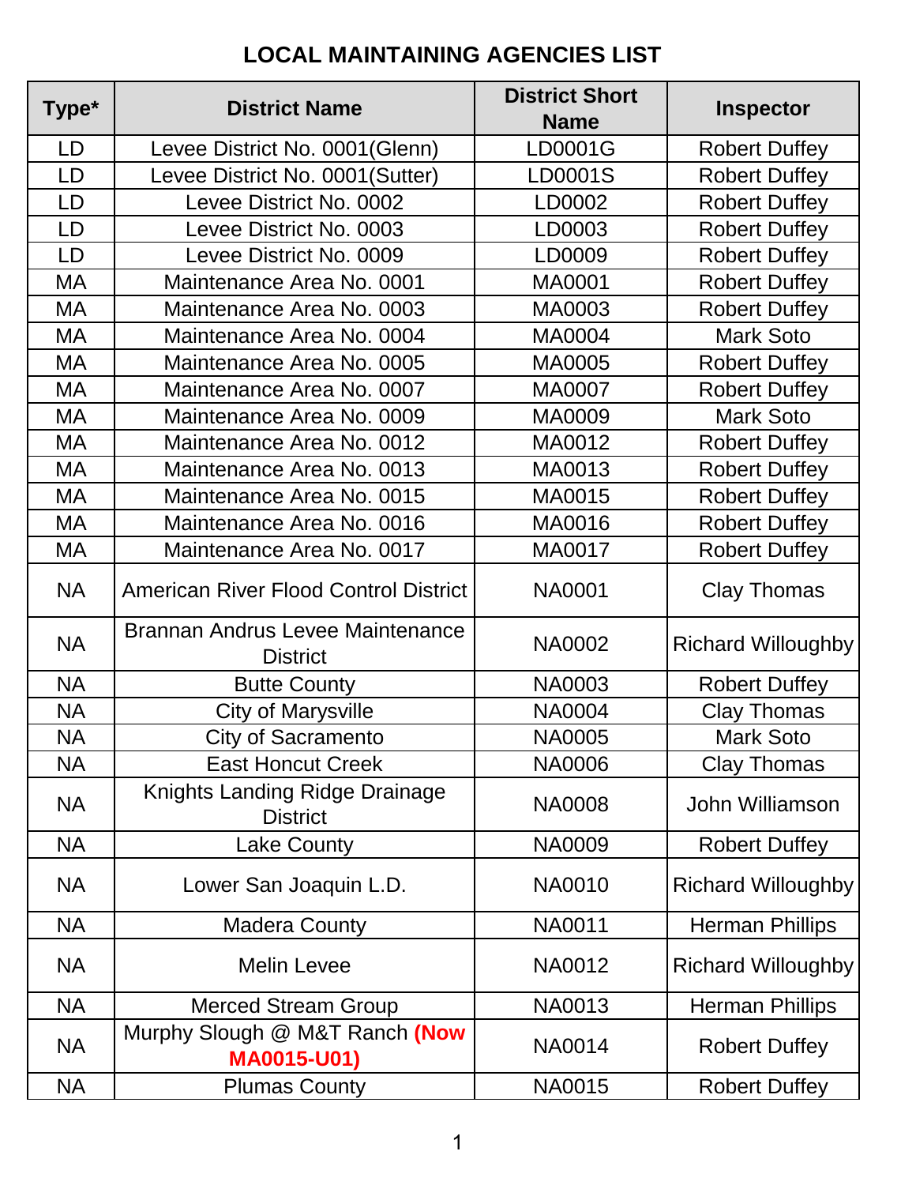# LOCAL MAINTAINING AGENCIES LIST

| Type* | District Name | District Short Name | Inspector |
|---|---|---|---|
| LD | Levee District No. 0001(Glenn) | LD0001G | Robert Duffey |
| LD | Levee District No. 0001(Sutter) | LD0001S | Robert Duffey |
| LD | Levee District No. 0002 | LD0002 | Robert Duffey |
| LD | Levee District No. 0003 | LD0003 | Robert Duffey |
| LD | Levee District No. 0009 | LD0009 | Robert Duffey |
| MA | Maintenance Area No. 0001 | MA0001 | Robert Duffey |
| MA | Maintenance Area No. 0003 | MA0003 | Robert Duffey |
| MA | Maintenance Area No. 0004 | MA0004 | Mark Soto |
| MA | Maintenance Area No. 0005 | MA0005 | Robert Duffey |
| MA | Maintenance Area No. 0007 | MA0007 | Robert Duffey |
| MA | Maintenance Area No. 0009 | MA0009 | Mark Soto |
| MA | Maintenance Area No. 0012 | MA0012 | Robert Duffey |
| MA | Maintenance Area No. 0013 | MA0013 | Robert Duffey |
| MA | Maintenance Area No. 0015 | MA0015 | Robert Duffey |
| MA | Maintenance Area No. 0016 | MA0016 | Robert Duffey |
| MA | Maintenance Area No. 0017 | MA0017 | Robert Duffey |
| NA | American River Flood Control District | NA0001 | Clay Thomas |
| NA | Brannan Andrus Levee Maintenance District | NA0002 | Richard Willoughby |
| NA | Butte County | NA0003 | Robert Duffey |
| NA | City of Marysville | NA0004 | Clay Thomas |
| NA | City of Sacramento | NA0005 | Mark Soto |
| NA | East Honcut Creek | NA0006 | Clay Thomas |
| NA | Knights Landing Ridge Drainage District | NA0008 | John Williamson |
| NA | Lake County | NA0009 | Robert Duffey |
| NA | Lower San Joaquin L.D. | NA0010 | Richard Willoughby |
| NA | Madera County | NA0011 | Herman Phillips |
| NA | Melin Levee | NA0012 | Richard Willoughby |
| NA | Merced Stream Group | NA0013 | Herman Phillips |
| NA | Murphy Slough @ M&T Ranch **(Now MA0015-U01)** | NA0014 | Robert Duffey |
| NA | Plumas County | NA0015 | Robert Duffey |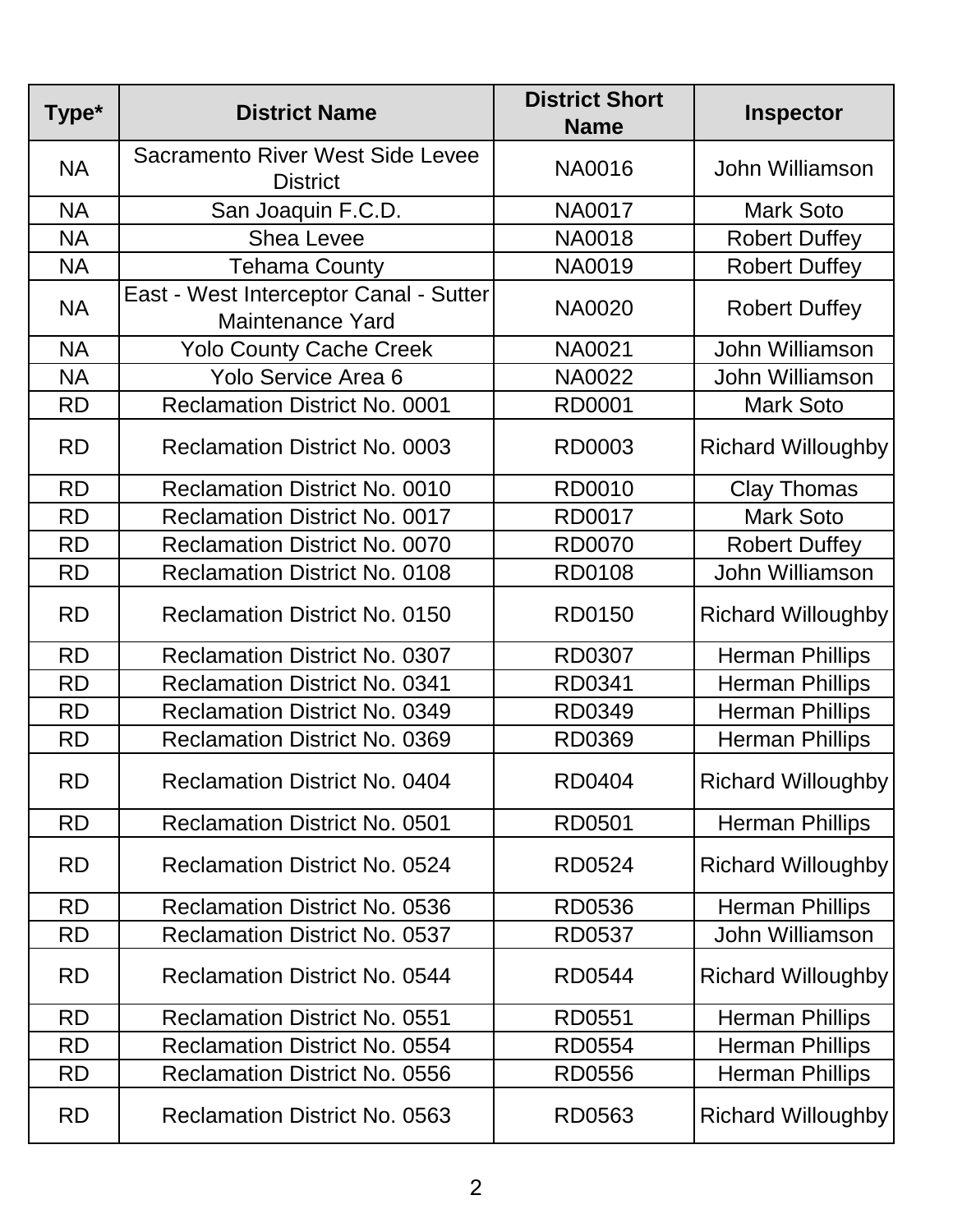| Type* | District Name | District Short Name | Inspector |
|---|---|---|---|
| NA | Sacramento River West Side Levee District | NA0016 | John Williamson |
| NA | San Joaquin F.C.D. | NA0017 | Mark Soto |
| NA | Shea Levee | NA0018 | Robert Duffey |
| NA | Tehama County | NA0019 | Robert Duffey |
| NA | East - West Interceptor Canal - Sutter Maintenance Yard | NA0020 | Robert Duffey |
| NA | Yolo County Cache Creek | NA0021 | John Williamson |
| NA | Yolo Service Area 6 | NA0022 | John Williamson |
| RD | Reclamation District No. 0001 | RD0001 | Mark Soto |
| RD | Reclamation District No. 0003 | RD0003 | Richard Willoughby |
| RD | Reclamation District No. 0010 | RD0010 | Clay Thomas |
| RD | Reclamation District No. 0017 | RD0017 | Mark Soto |
| RD | Reclamation District No. 0070 | RD0070 | Robert Duffey |
| RD | Reclamation District No. 0108 | RD0108 | John Williamson |
| RD | Reclamation District No. 0150 | RD0150 | Richard Willoughby |
| RD | Reclamation District No. 0307 | RD0307 | Herman Phillips |
| RD | Reclamation District No. 0341 | RD0341 | Herman Phillips |
| RD | Reclamation District No. 0349 | RD0349 | Herman Phillips |
| RD | Reclamation District No. 0369 | RD0369 | Herman Phillips |
| RD | Reclamation District No. 0404 | RD0404 | Richard Willoughby |
| RD | Reclamation District No. 0501 | RD0501 | Herman Phillips |
| RD | Reclamation District No. 0524 | RD0524 | Richard Willoughby |
| RD | Reclamation District No. 0536 | RD0536 | Herman Phillips |
| RD | Reclamation District No. 0537 | RD0537 | John Williamson |
| RD | Reclamation District No. 0544 | RD0544 | Richard Willoughby |
| RD | Reclamation District No. 0551 | RD0551 | Herman Phillips |
| RD | Reclamation District No. 0554 | RD0554 | Herman Phillips |
| RD | Reclamation District No. 0556 | RD0556 | Herman Phillips |
| RD | Reclamation District No. 0563 | RD0563 | Richard Willoughby |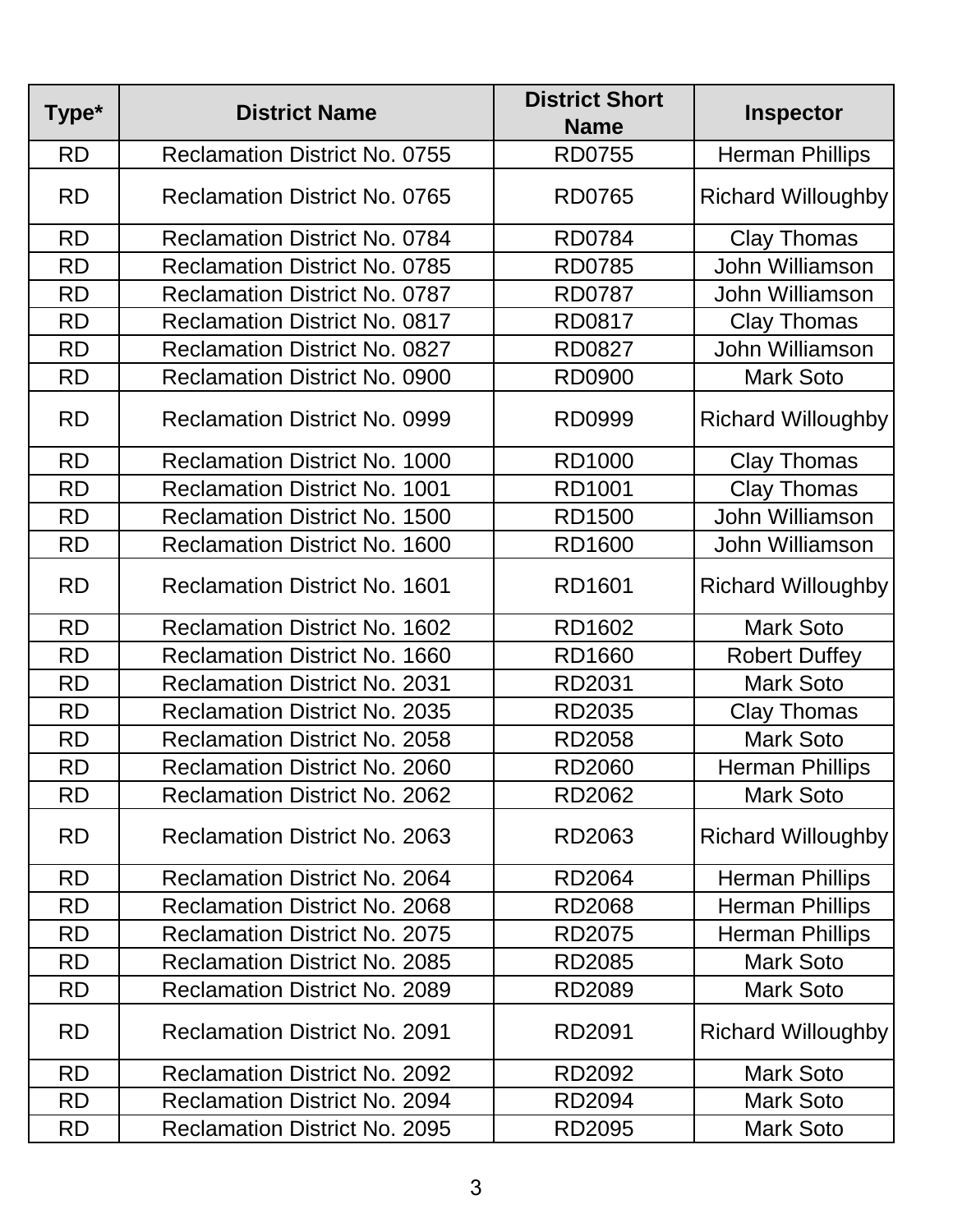| Type* | District Name | District Short Name | Inspector |
|---|---|---|---|
| RD | Reclamation District No. 0755 | RD0755 | Herman Phillips |
| RD | Reclamation District No. 0765 | RD0765 | Richard Willoughby |
| RD | Reclamation District No. 0784 | RD0784 | Clay Thomas |
| RD | Reclamation District No. 0785 | RD0785 | John Williamson |
| RD | Reclamation District No. 0787 | RD0787 | John Williamson |
| RD | Reclamation District No. 0817 | RD0817 | Clay Thomas |
| RD | Reclamation District No. 0827 | RD0827 | John Williamson |
| RD | Reclamation District No. 0900 | RD0900 | Mark Soto |
| RD | Reclamation District No. 0999 | RD0999 | Richard Willoughby |
| RD | Reclamation District No. 1000 | RD1000 | Clay Thomas |
| RD | Reclamation District No. 1001 | RD1001 | Clay Thomas |
| RD | Reclamation District No. 1500 | RD1500 | John Williamson |
| RD | Reclamation District No. 1600 | RD1600 | John Williamson |
| RD | Reclamation District No. 1601 | RD1601 | Richard Willoughby |
| RD | Reclamation District No. 1602 | RD1602 | Mark Soto |
| RD | Reclamation District No. 1660 | RD1660 | Robert Duffey |
| RD | Reclamation District No. 2031 | RD2031 | Mark Soto |
| RD | Reclamation District No. 2035 | RD2035 | Clay Thomas |
| RD | Reclamation District No. 2058 | RD2058 | Mark Soto |
| RD | Reclamation District No. 2060 | RD2060 | Herman Phillips |
| RD | Reclamation District No. 2062 | RD2062 | Mark Soto |
| RD | Reclamation District No. 2063 | RD2063 | Richard Willoughby |
| RD | Reclamation District No. 2064 | RD2064 | Herman Phillips |
| RD | Reclamation District No. 2068 | RD2068 | Herman Phillips |
| RD | Reclamation District No. 2075 | RD2075 | Herman Phillips |
| RD | Reclamation District No. 2085 | RD2085 | Mark Soto |
| RD | Reclamation District No. 2089 | RD2089 | Mark Soto |
| RD | Reclamation District No. 2091 | RD2091 | Richard Willoughby |
| RD | Reclamation District No. 2092 | RD2092 | Mark Soto |
| RD | Reclamation District No. 2094 | RD2094 | Mark Soto |
| RD | Reclamation District No. 2095 | RD2095 | Mark Soto |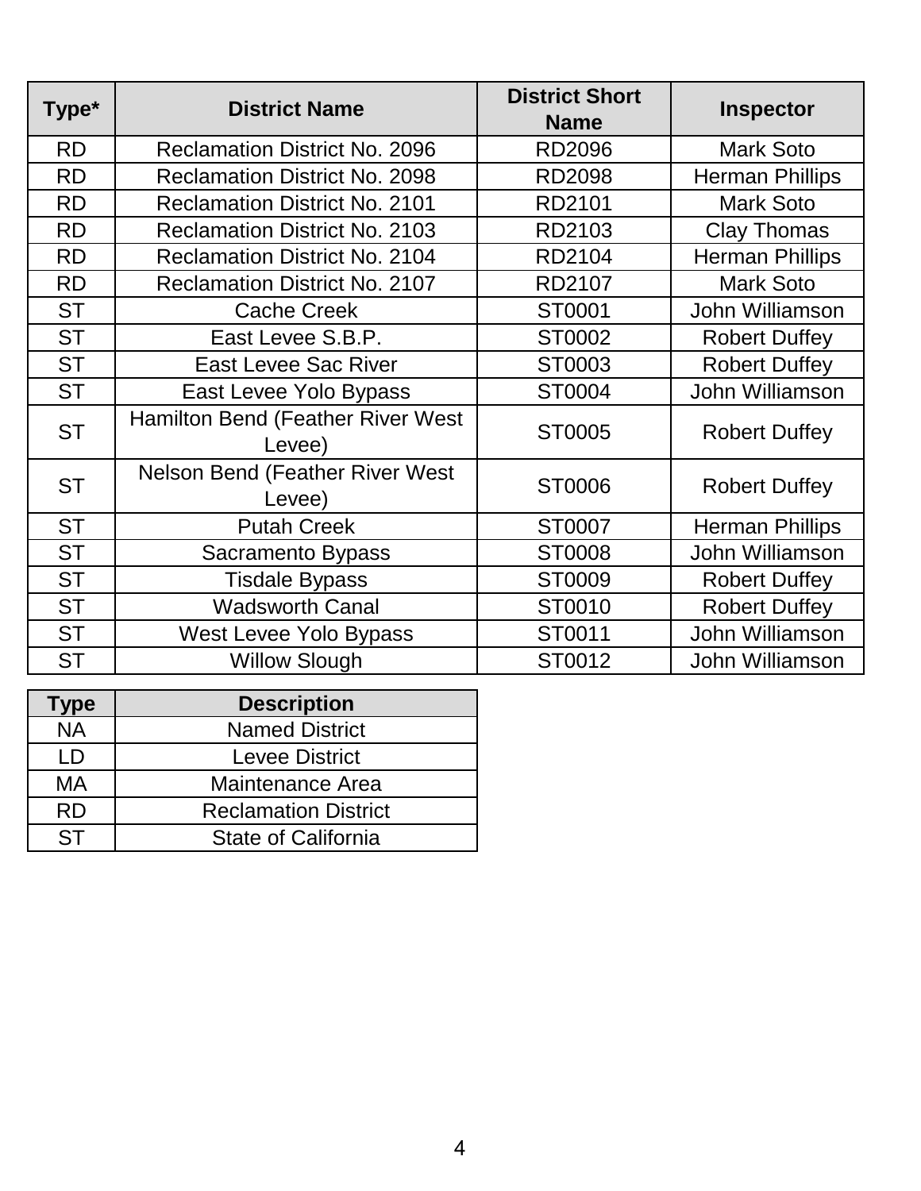| Type* | District Name | District Short Name | Inspector |
|---|---|---|---|
| RD | Reclamation District No. 2096 | RD2096 | Mark Soto |
| RD | Reclamation District No. 2098 | RD2098 | Herman Phillips |
| RD | Reclamation District No. 2101 | RD2101 | Mark Soto |
| RD | Reclamation District No. 2103 | RD2103 | Clay Thomas |
| RD | Reclamation District No. 2104 | RD2104 | Herman Phillips |
| RD | Reclamation District No. 2107 | RD2107 | Mark Soto |
| ST | Cache Creek | ST0001 | John Williamson |
| ST | East Levee S.B.P. | ST0002 | Robert Duffey |
| ST | East Levee Sac River | ST0003 | Robert Duffey |
| ST | East Levee Yolo Bypass | ST0004 | John Williamson |
| ST | Hamilton Bend (Feather River West Levee) | ST0005 | Robert Duffey |
| ST | Nelson Bend (Feather River West Levee) | ST0006 | Robert Duffey |
| ST | Putah Creek | ST0007 | Herman Phillips |
| ST | Sacramento Bypass | ST0008 | John Williamson |
| ST | Tisdale Bypass | ST0009 | Robert Duffey |
| ST | Wadsworth Canal | ST0010 | Robert Duffey |
| ST | West Levee Yolo Bypass | ST0011 | John Williamson |
| ST | Willow Slough | ST0012 | John Williamson |

| Type | Description |
|---|---|
| NA | Named District |
| LD | Levee District |
| MA | Maintenance Area |
| RD | Reclamation District |
| ST | State of California |